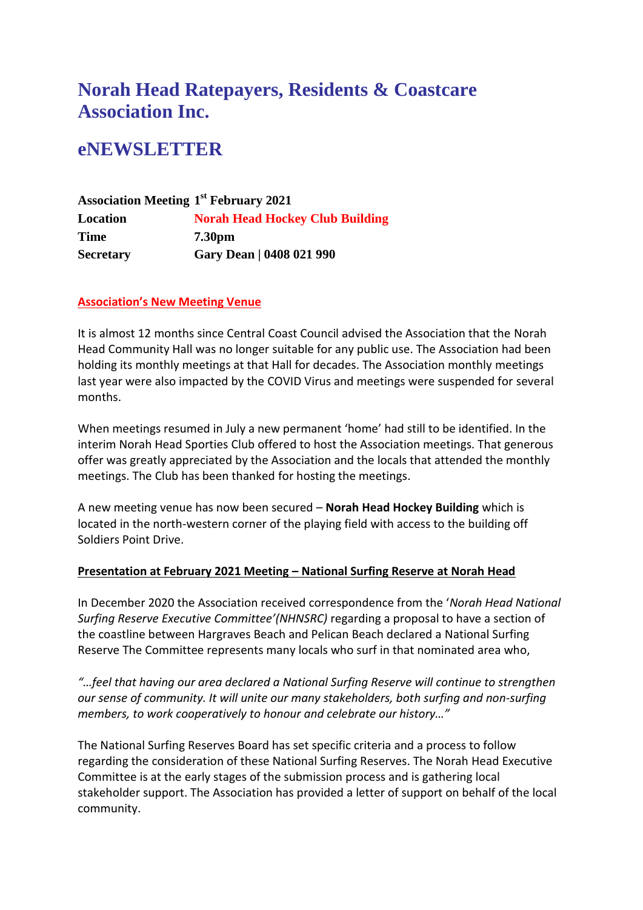# Norah Head Ratepayers, Residents & Coastcare Association Inc.

# eNEWSLETTER

| **Association Meeting** | **1st February 2021** |
| --- | --- |
| **Location** | **Norah Head Hockey Club Building** |
| **Time** | **7.30pm** |
| **Secretary** | **Gary Dean \| 0408 021 990** |

**Association's New Meeting Venue**

It is almost 12 months since Central Coast Council advised the Association that the Norah Head Community Hall was no longer suitable for any public use. The Association had been holding its monthly meetings at that Hall for decades. The Association monthly meetings last year were also impacted by the COVID Virus and meetings were suspended for several months.

When meetings resumed in July a new permanent 'home' had still to be identified. In the interim Norah Head Sporties Club offered to host the Association meetings. That generous offer was greatly appreciated by the Association and the locals that attended the monthly meetings. The Club has been thanked for hosting the meetings.

A new meeting venue has now been secured – **Norah Head Hockey Building** which is located in the north-western corner of the playing field with access to the building off Soldiers Point Drive.

**Presentation at February 2021 Meeting – National Surfing Reserve at Norah Head**

In December 2020 the Association received correspondence from the '*Norah Head National Surfing Reserve Executive Committee'(NHNSRC)* regarding a proposal to have a section of the coastline between Hargraves Beach and Pelican Beach declared a National Surfing Reserve The Committee represents many locals who surf in that nominated area who,

*"…feel that having our area declared a National Surfing Reserve will continue to strengthen our sense of community. It will unite our many stakeholders, both surfing and non-surfing members, to work cooperatively to honour and celebrate our history…"*

The National Surfing Reserves Board has set specific criteria and a process to follow regarding the consideration of these National Surfing Reserves. The Norah Head Executive Committee is at the early stages of the submission process and is gathering local stakeholder support. The Association has provided a letter of support on behalf of the local community.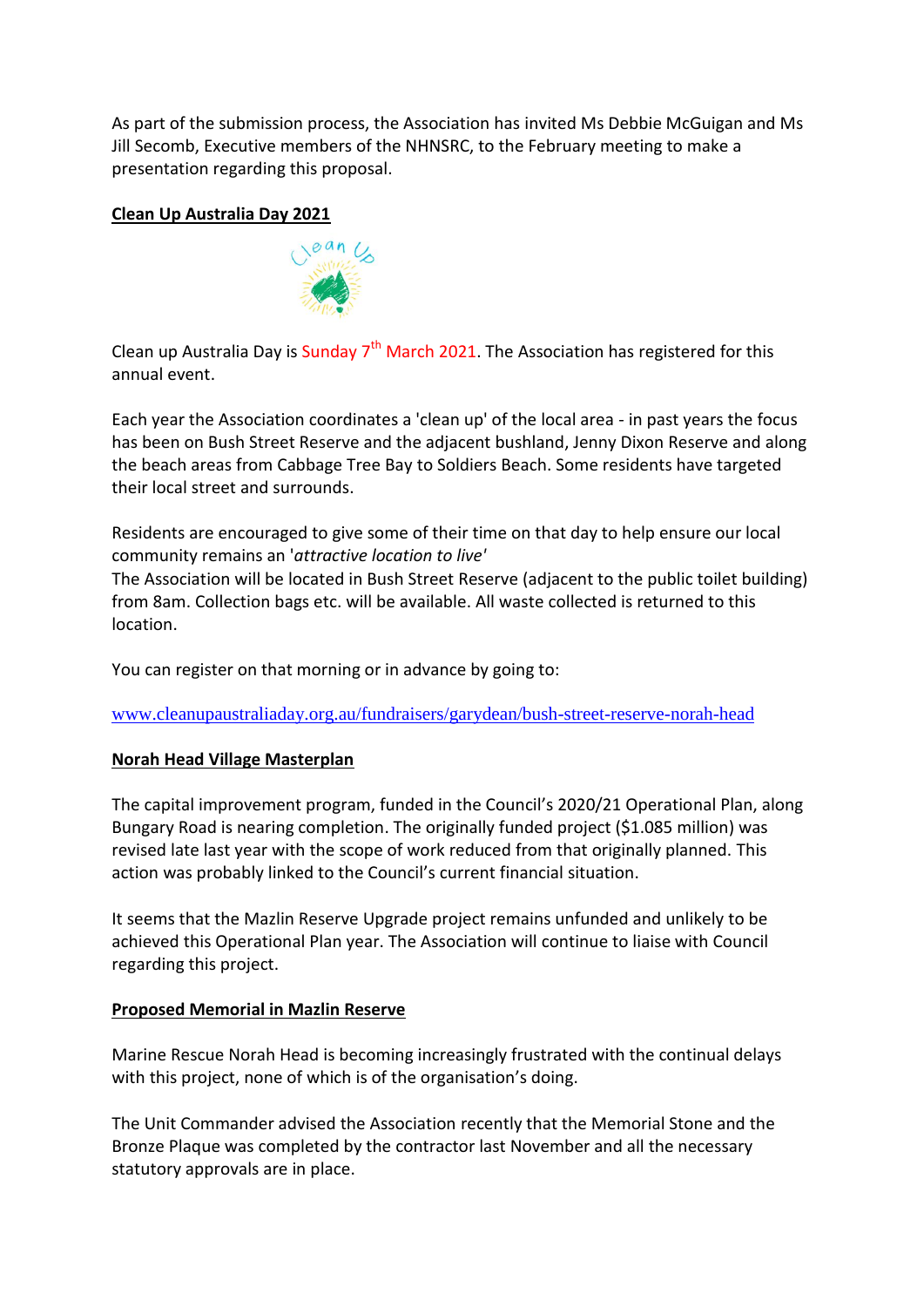As part of the submission process, the Association has invited Ms Debbie McGuigan and Ms Jill Secomb, Executive members of the NHNSRC, to the February meeting to make a presentation regarding this proposal.

**Clean Up Australia Day 2021**

Clean up Australia Day is Sunday 7th March 2021. The Association has registered for this annual event.

Each year the Association coordinates a 'clean up' of the local area - in past years the focus has been on Bush Street Reserve and the adjacent bushland, Jenny Dixon Reserve and along the beach areas from Cabbage Tree Bay to Soldiers Beach. Some residents have targeted their local street and surrounds.

Residents are encouraged to give some of their time on that day to help ensure our local community remains an '*attractive location to live*'
The Association will be located in Bush Street Reserve (adjacent to the public toilet building) from 8am. Collection bags etc. will be available. All waste collected is returned to this location.

You can register on that morning or in advance by going to:

www.cleanupaustraliaday.org.au/fundraisers/garydean/bush-street-reserve-norah-head

**Norah Head Village Masterplan**

The capital improvement program, funded in the Council's 2020/21 Operational Plan, along Bungary Road is nearing completion. The originally funded project ($1.085 million) was revised late last year with the scope of work reduced from that originally planned. This action was probably linked to the Council's current financial situation.

It seems that the Mazlin Reserve Upgrade project remains unfunded and unlikely to be achieved this Operational Plan year. The Association will continue to liaise with Council regarding this project.

**Proposed Memorial in Mazlin Reserve**

Marine Rescue Norah Head is becoming increasingly frustrated with the continual delays with this project, none of which is of the organisation's doing.

The Unit Commander advised the Association recently that the Memorial Stone and the Bronze Plaque was completed by the contractor last November and all the necessary statutory approvals are in place.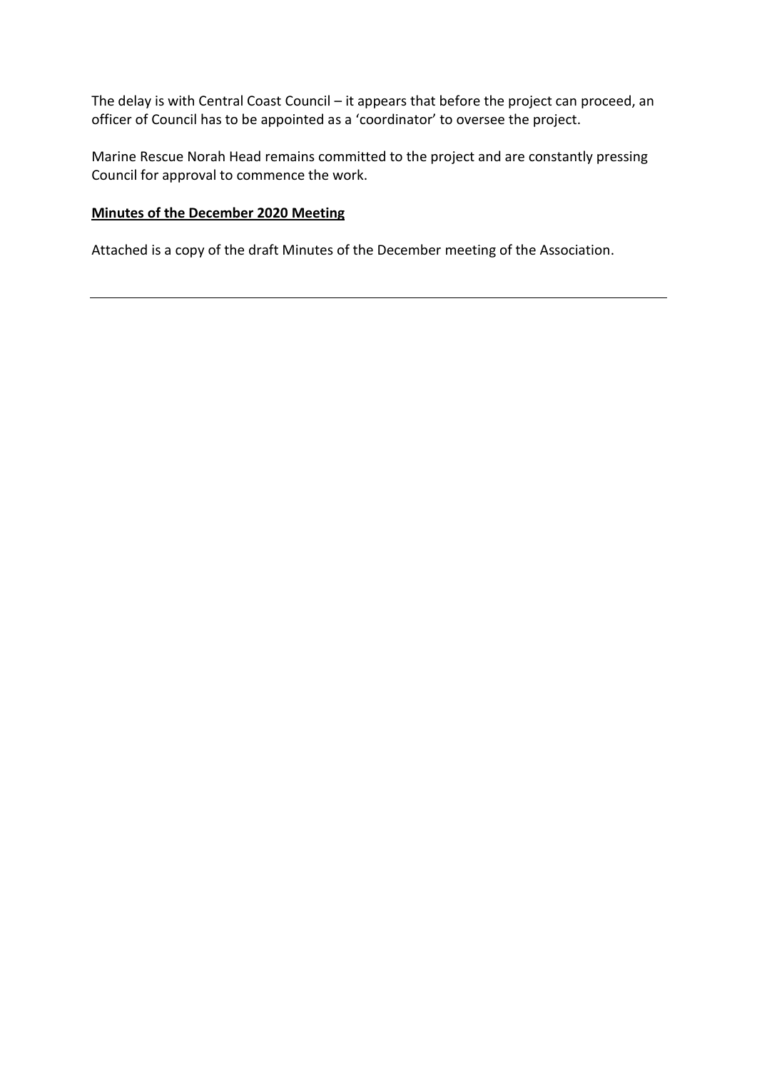The delay is with Central Coast Council – it appears that before the project can proceed, an officer of Council has to be appointed as a 'coordinator' to oversee the project.

Marine Rescue Norah Head remains committed to the project and are constantly pressing Council for approval to commence the work.

**Minutes of the December 2020 Meeting**

Attached is a copy of the draft Minutes of the December meeting of the Association.

---